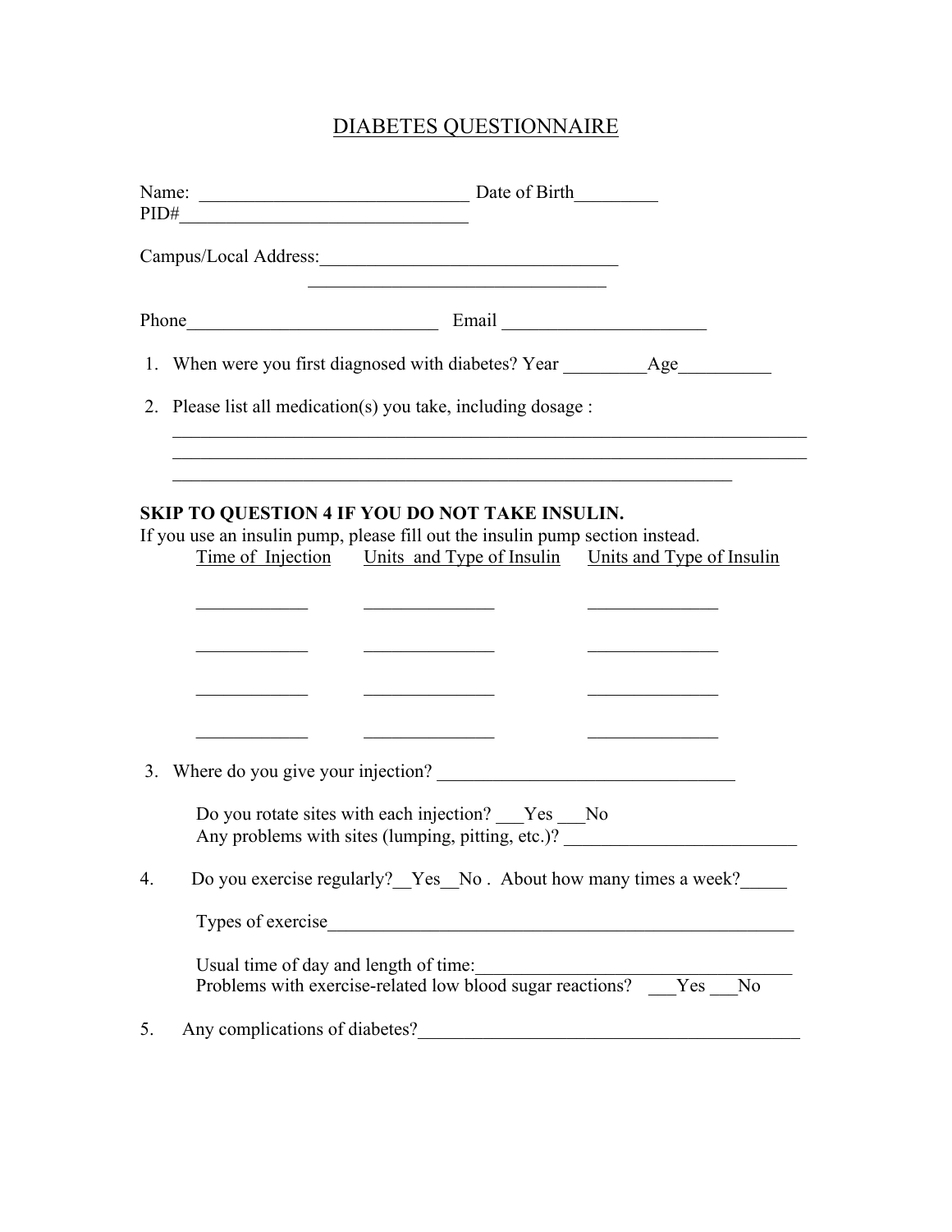# DIABETES QUESTIONNAIRE

Name: ____________________________ Date of Birth_________
PID#______________________________

Campus/Local Address:_______________________________
_______________________________

Phone__________________________ Email _____________________

1. When were you first diagnosed with diabetes? Year _________Age__________

2. Please list all medication(s) you take, including dosage :
_____________________________________________________________________
_____________________________________________________________________
____________________________________________________________

**SKIP TO QUESTION 4 IF YOU DO NOT TAKE INSULIN.**
If you use an insulin pump, please fill out the insulin pump section instead.

| Time of Injection | Units and Type of Insulin | Units and Type of Insulin |
|---|---|---|
| ____________ | ______________ | ______________ |
| ____________ | ______________ | ______________ |
| ____________ | ______________ | ______________ |
| ____________ | ______________ | ______________ |

3. Where do you give your injection? ________________________________

   Do you rotate sites with each injection? ___Yes ___No
   Any problems with sites (lumping, pitting, etc.)? _________________________

4. Do you exercise regularly?__Yes__No . About how many times a week?_____

   Types of exercise___________________________________________________

   Usual time of day and length of time:_________________________________
   Problems with exercise-related low blood sugar reactions? ___Yes ___No

5. Any complications of diabetes?_________________________________________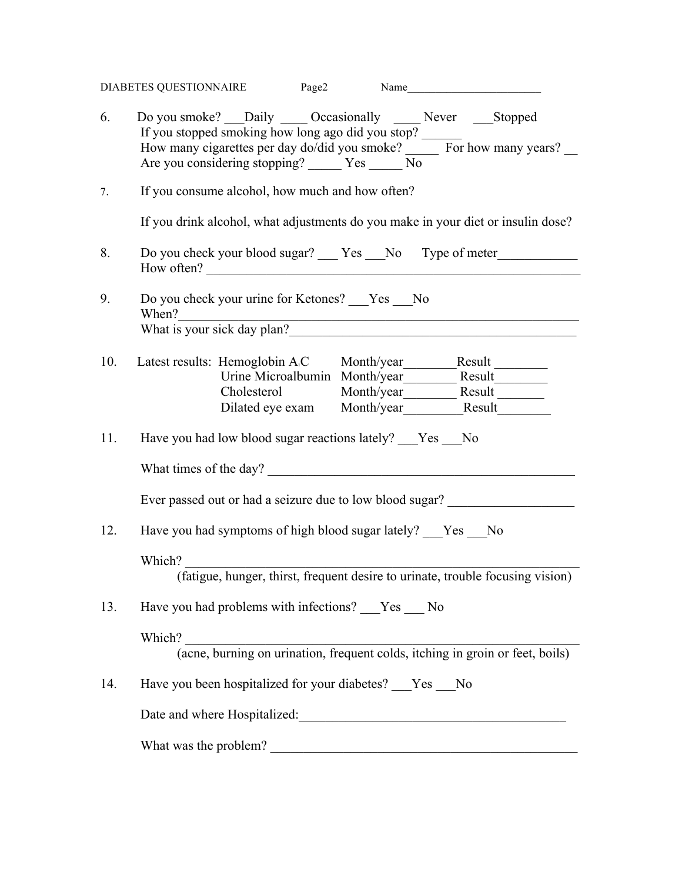DIABETES QUESTIONNAIRE Page2 Name________________________

6. Do you smoke? ___Daily ____ Occasionally ____ Never ___Stopped
   If you stopped smoking how long ago did you stop? ______
   How many cigarettes per day do/did you smoke? _____ For how many years? __
   Are you considering stopping? _____ Yes _____ No

7. If you consume alcohol, how much and how often?

   If you drink alcohol, what adjustments do you make in your diet or insulin dose?

8. Do you check your blood sugar? ___ Yes ___No Type of meter____________
   How often? ___________________________________________________________

9. Do you check your urine for Ketones? ___Yes ___No
   When?_______________________________________________________________
   What is your sick day plan?____________________________________________

10. Latest results:

| Test | Month/year | Result |
|---|---|---|
| Hemoglobin $A_1C$ | Month/year________ | Result ________ |
| Urine Microalbumin | Month/year________ | Result________ |
| Cholesterol | Month/year________ | Result _______ |
| Dilated eye exam | Month/year_________ | Result________ |

11. Have you had low blood sugar reactions lately? ___Yes ___No

    What times of the day? _______________________________________________

    Ever passed out or had a seizure due to low blood sugar? __________________

12. Have you had symptoms of high blood sugar lately? ___Yes ___No

    Which? ______________________________________________________________
    (fatigue, hunger, thirst, frequent desire to urinate, trouble focusing vision)

13. Have you had problems with infections? ___Yes ___ No

    Which? ______________________________________________________________
    (acne, burning on urination, frequent colds, itching in groin or feet, boils)

14. Have you been hospitalized for your diabetes? ___Yes ___No

    Date and where Hospitalized:__________________________________________

    What was the problem? _______________________________________________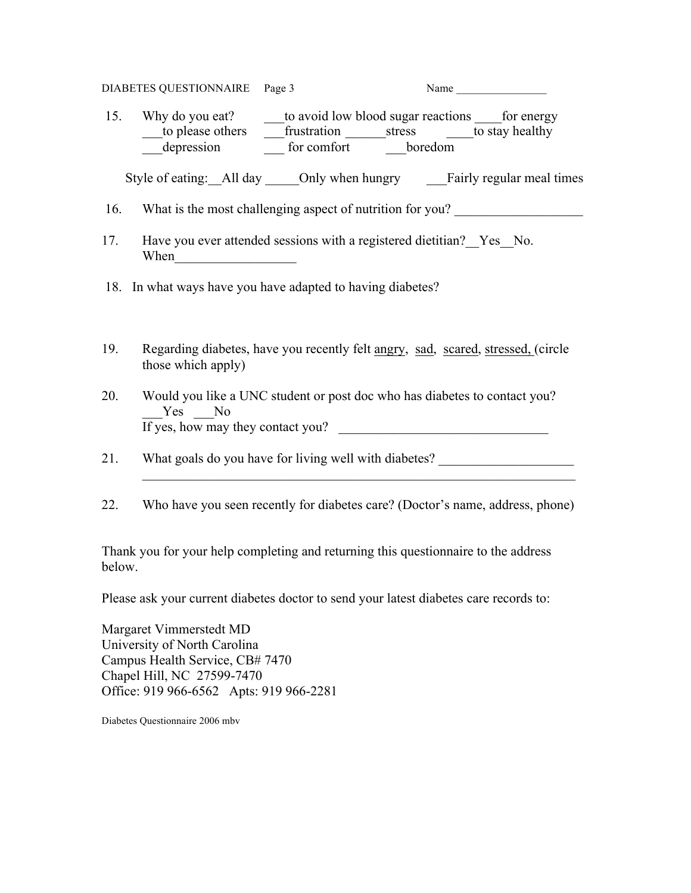DIABETES QUESTIONNAIRE Page 3 Name ________________

15. Why do you eat? ___to avoid low blood sugar reactions ____for energy ___to please others ___frustration ______stress ____to stay healthy ___depression ___ for comfort ___boredom

Style of eating:__All day _____Only when hungry ___Fairly regular meal times

16. What is the most challenging aspect of nutrition for you? ___________________

17. Have you ever attended sessions with a registered dietitian?__Yes__No. When__________________

18. In what ways have you have adapted to having diabetes?

19. Regarding diabetes, have you recently felt <u>angry</u>, <u>sad</u>, <u>scared</u>, <u>stressed,</u> (circle those which apply)

20. Would you like a UNC student or post doc who has diabetes to contact you? ___Yes ___No
If yes, how may they contact you? _______________________________

21. What goals do you have for living well with diabetes? ___________________
___________________________________________________________________

22. Who have you seen recently for diabetes care? (Doctor's name, address, phone)

Thank you for your help completing and returning this questionnaire to the address below.

Please ask your current diabetes doctor to send your latest diabetes care records to:

Margaret Vimmerstedt MD
University of North Carolina
Campus Health Service, CB# 7470
Chapel Hill, NC 27599-7470
Office: 919 966-6562 Apts: 919 966-2281

Diabetes Questionnaire 2006 mbv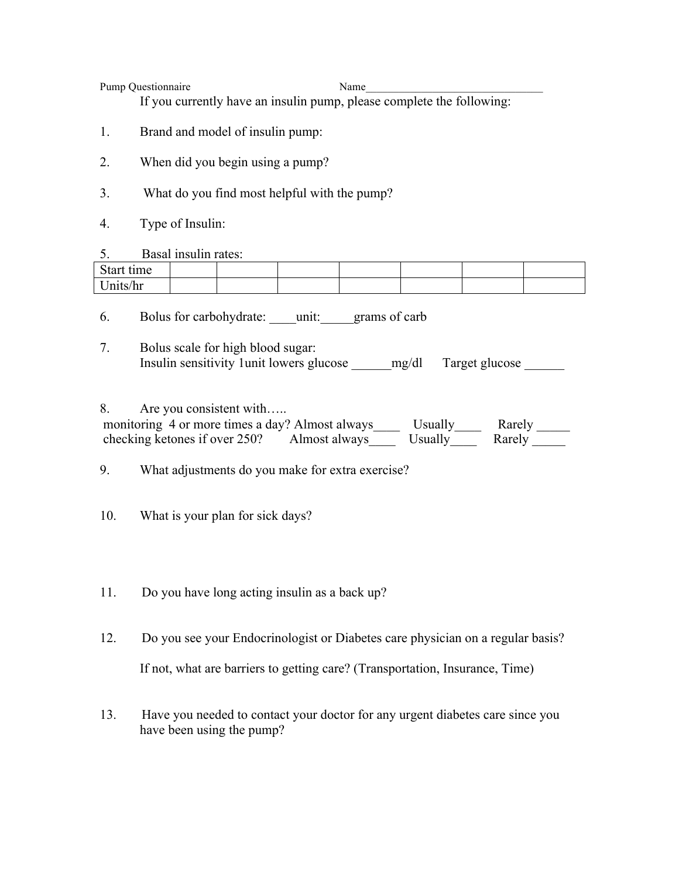Pump Questionnaire Name_______________________________

If you currently have an insulin pump, please complete the following:

1. Brand and model of insulin pump:

2. When did you begin using a pump?

3. What do you find most helpful with the pump?

4. Type of Insulin:

5. Basal insulin rates:

| | | | | | | | |
|---|---|---|---|---|---|---|---|
| Start time | | | | | | | |
| Units/hr | | | | | | | |

6. Bolus for carbohydrate: ____unit:_____grams of carb

7. Bolus scale for high blood sugar:
   Insulin sensitivity 1unit lowers glucose ______mg/dl Target glucose ______

8. Are you consistent with…..
   monitoring 4 or more times a day? Almost always____ Usually____ Rarely _____
   checking ketones if over 250? Almost always____ Usually____ Rarely _____

9. What adjustments do you make for extra exercise?

10. What is your plan for sick days?

11. Do you have long acting insulin as a back up?

12. Do you see your Endocrinologist or Diabetes care physician on a regular basis?

    If not, what are barriers to getting care? (Transportation, Insurance, Time)

13. Have you needed to contact your doctor for any urgent diabetes care since you have been using the pump?